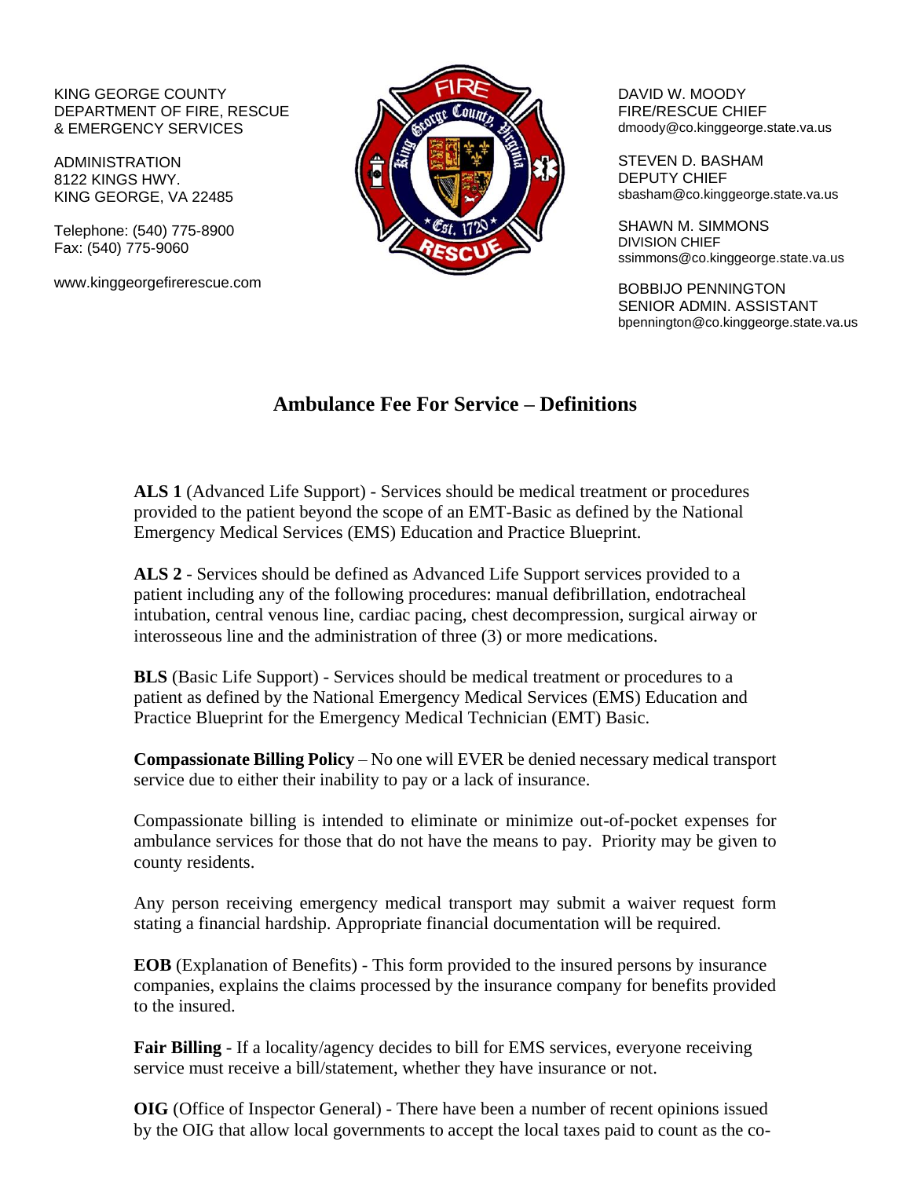KING GEORGE COUNTY
DEPARTMENT OF FIRE, RESCUE
& EMERGENCY SERVICES

ADMINISTRATION
8122 KINGS HWY.
KING GEORGE, VA 22485

Telephone: (540) 775-8900
Fax: (540) 775-9060

www.kinggeorgefirerescue.com

DAVID W. MOODY
FIRE/RESCUE CHIEF
dmoody@co.kinggeorge.state.va.us

STEVEN D. BASHAM
DEPUTY CHIEF
sbasham@co.kinggeorge.state.va.us

SHAWN M. SIMMONS
DIVISION CHIEF
ssimmons@co.kinggeorge.state.va.us

BOBBIJO PENNINGTON
SENIOR ADMIN. ASSISTANT
bpennington@co.kinggeorge.state.va.us

# Ambulance Fee For Service – Definitions

**ALS 1** (Advanced Life Support) - Services should be medical treatment or procedures provided to the patient beyond the scope of an EMT-Basic as defined by the National Emergency Medical Services (EMS) Education and Practice Blueprint.

**ALS 2** - Services should be defined as Advanced Life Support services provided to a patient including any of the following procedures: manual defibrillation, endotracheal intubation, central venous line, cardiac pacing, chest decompression, surgical airway or interosseous line and the administration of three (3) or more medications.

**BLS** (Basic Life Support) - Services should be medical treatment or procedures to a patient as defined by the National Emergency Medical Services (EMS) Education and Practice Blueprint for the Emergency Medical Technician (EMT) Basic.

**Compassionate Billing Policy** – No one will EVER be denied necessary medical transport service due to either their inability to pay or a lack of insurance.

Compassionate billing is intended to eliminate or minimize out-of-pocket expenses for ambulance services for those that do not have the means to pay. Priority may be given to county residents.

Any person receiving emergency medical transport may submit a waiver request form stating a financial hardship. Appropriate financial documentation will be required.

**EOB** (Explanation of Benefits) - This form provided to the insured persons by insurance companies, explains the claims processed by the insurance company for benefits provided to the insured.

**Fair Billing** - If a locality/agency decides to bill for EMS services, everyone receiving service must receive a bill/statement, whether they have insurance or not.

**OIG** (Office of Inspector General) - There have been a number of recent opinions issued by the OIG that allow local governments to accept the local taxes paid to count as the co-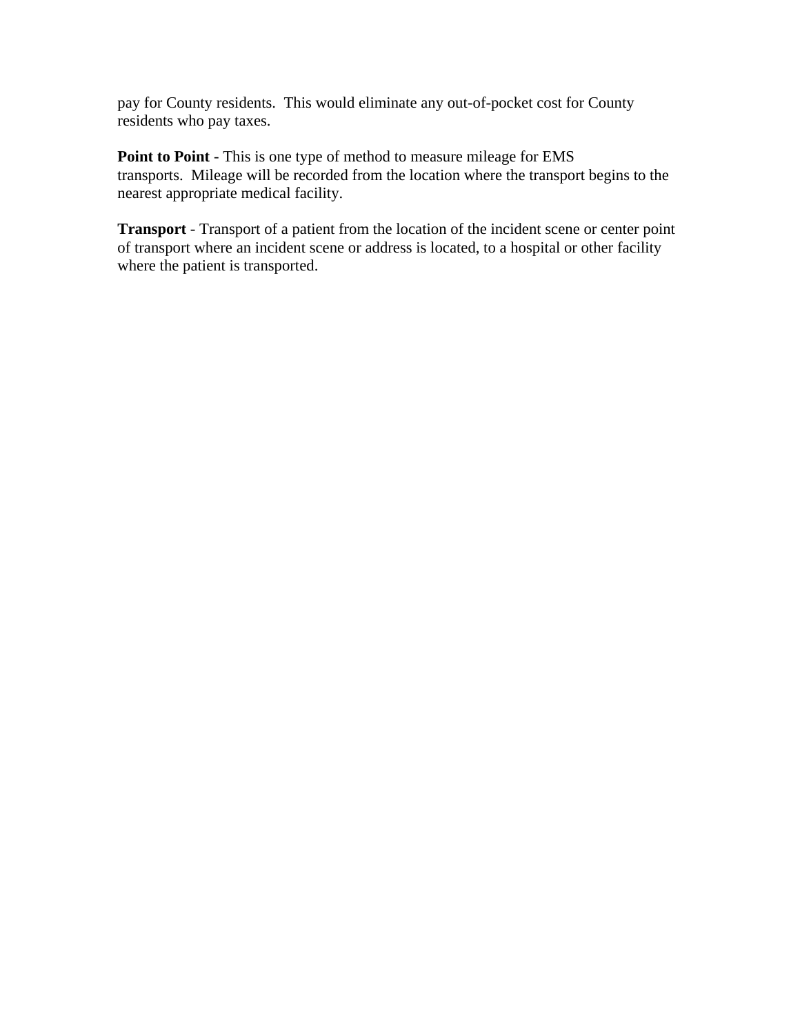pay for County residents.  This would eliminate any out-of-pocket cost for County residents who pay taxes.

**Point to Point** - This is one type of method to measure mileage for EMS transports.  Mileage will be recorded from the location where the transport begins to the nearest appropriate medical facility.

**Transport** - Transport of a patient from the location of the incident scene or center point of transport where an incident scene or address is located, to a hospital or other facility where the patient is transported.